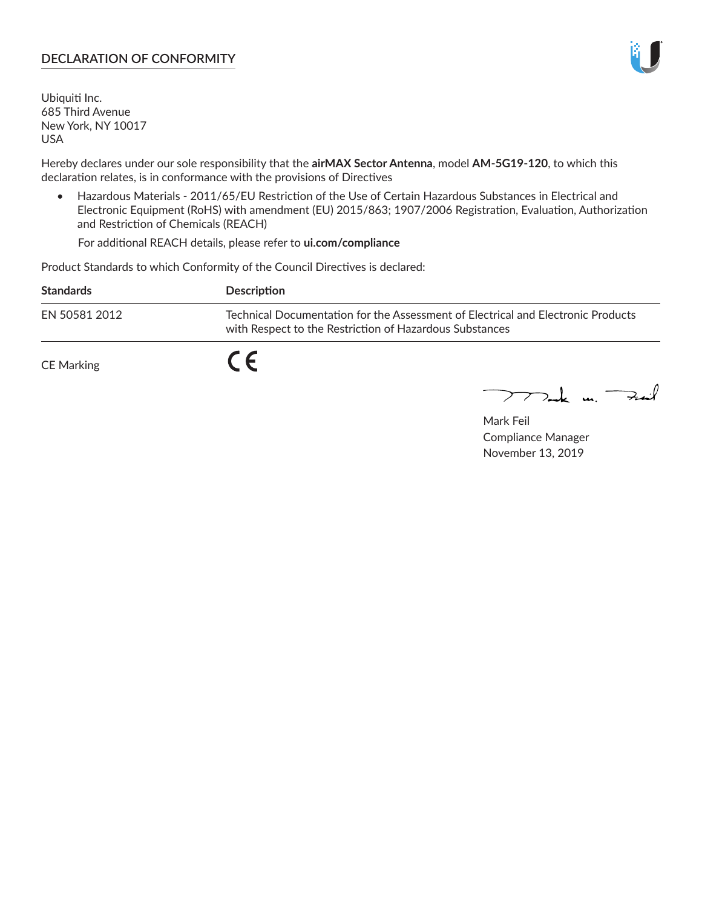# DECLARATION OF CONFORMITY

Ubiquiti Inc.
685 Third Avenue
New York, NY 10017
USA

Hereby declares under our sole responsibility that the **airMAX Sector Antenna**, model **AM-5G19-120**, to which this declaration relates, is in conformance with the provisions of Directives

- Hazardous Materials - 2011/65/EU Restriction of the Use of Certain Hazardous Substances in Electrical and Electronic Equipment (RoHS) with amendment (EU) 2015/863; 1907/2006 Registration, Evaluation, Authorization and Restriction of Chemicals (REACH)

  For additional REACH details, please refer to **ui.com/compliance**

Product Standards to which Conformity of the Council Directives is declared:

| Standards | Description |
|---|---|
| EN 50581 2012 | Technical Documentation for the Assessment of Electrical and Electronic Products with Respect to the Restriction of Hazardous Substances |

CE Marking CE

Mark Feil
Compliance Manager
November 13, 2019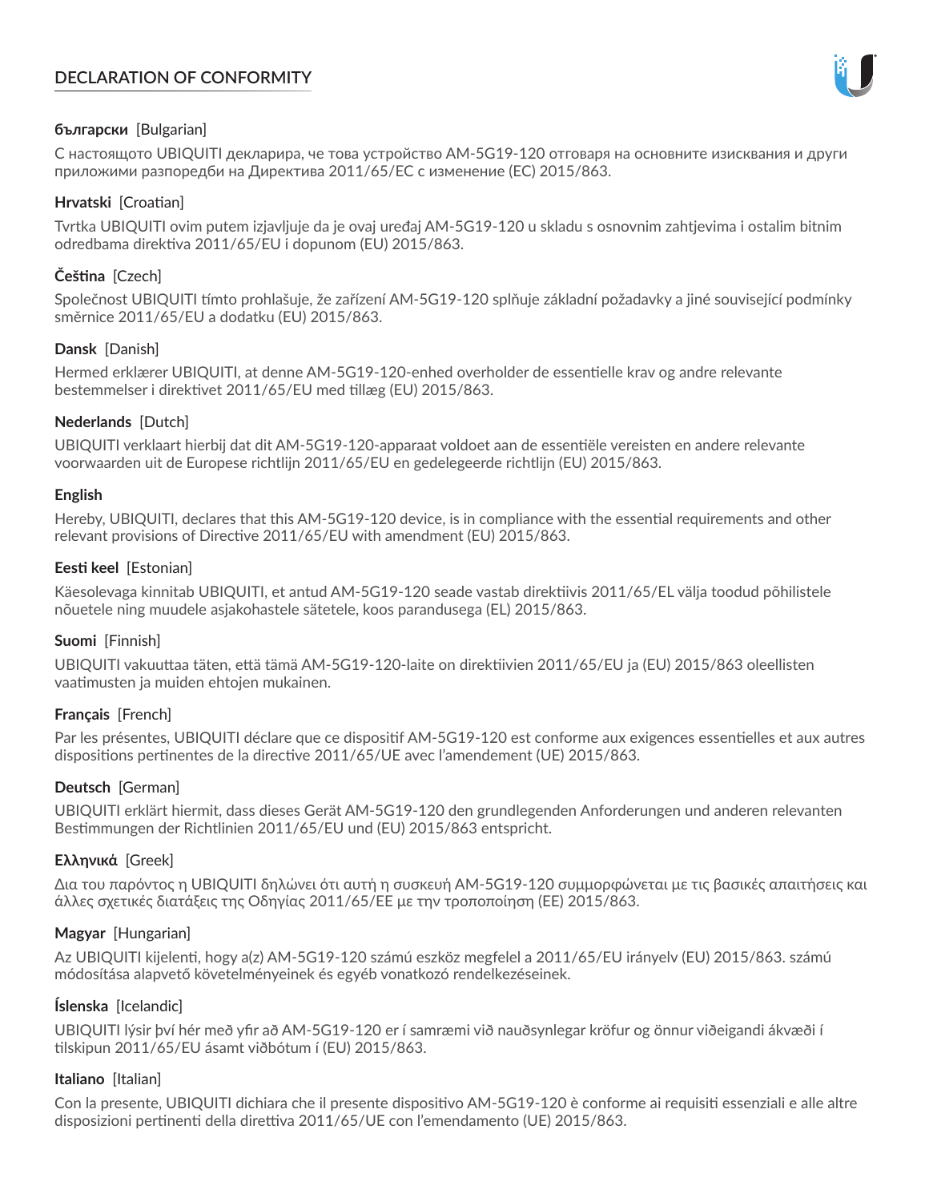# DECLARATION OF CONFORMITY

**български** [Bulgarian]

С настоящото UBIQUITI декларира, че това устройство AM-5G19-120 отговаря на основните изисквания и други приложими разпоредби на Директива 2011/65/ЕС с изменение (ЕС) 2015/863.

**Hrvatski** [Croatian]

Tvrtka UBIQUITI ovim putem izjavljuje da je ovaj uređaj AM-5G19-120 u skladu s osnovnim zahtjevima i ostalim bitnim odredbama direktiva 2011/65/EU i dopunom (EU) 2015/863.

**Čeština** [Czech]

Společnost UBIQUITI tímto prohlašuje, že zařízení AM-5G19-120 splňuje základní požadavky a jiné související podmínky směrnice 2011/65/EU a dodatku (EU) 2015/863.

**Dansk** [Danish]

Hermed erklærer UBIQUITI, at denne AM-5G19-120-enhed overholder de essentielle krav og andre relevante bestemmelser i direktivet 2011/65/EU med tillæg (EU) 2015/863.

**Nederlands** [Dutch]

UBIQUITI verklaart hierbij dat dit AM-5G19-120-apparaat voldoet aan de essentiële vereisten en andere relevante voorwaarden uit de Europese richtlijn 2011/65/EU en gedelegeerde richtlijn (EU) 2015/863.

**English**

Hereby, UBIQUITI, declares that this AM-5G19-120 device, is in compliance with the essential requirements and other relevant provisions of Directive 2011/65/EU with amendment (EU) 2015/863.

**Eesti keel** [Estonian]

Käesolevaga kinnitab UBIQUITI, et antud AM-5G19-120 seade vastab direktiivis 2011/65/EL välja toodud põhilistele nõuetele ning muudele asjakohastele sätetele, koos parandusega (EL) 2015/863.

**Suomi** [Finnish]

UBIQUITI vakuuttaa täten, että tämä AM-5G19-120-laite on direktiivien 2011/65/EU ja (EU) 2015/863 oleellisten vaatimusten ja muiden ehtojen mukainen.

**Français** [French]

Par les présentes, UBIQUITI déclare que ce dispositif AM-5G19-120 est conforme aux exigences essentielles et aux autres dispositions pertinentes de la directive 2011/65/UE avec l'amendement (UE) 2015/863.

**Deutsch** [German]

UBIQUITI erklärt hiermit, dass dieses Gerät AM-5G19-120 den grundlegenden Anforderungen und anderen relevanten Bestimmungen der Richtlinien 2011/65/EU und (EU) 2015/863 entspricht.

**Ελληνικά** [Greek]

Δια του παρόντος η UBIQUITI δηλώνει ότι αυτή η συσκευή AM-5G19-120 συμμορφώνεται με τις βασικές απαιτήσεις και άλλες σχετικές διατάξεις της Οδηγίας 2011/65/ΕΕ με την τροποποίηση (ΕΕ) 2015/863.

**Magyar** [Hungarian]

Az UBIQUITI kijelenti, hogy a(z) AM-5G19-120 számú eszköz megfelel a 2011/65/EU irányelv (EU) 2015/863. számú módosítása alapvető követelményeinek és egyéb vonatkozó rendelkezéseinek.

**Íslenska** [Icelandic]

UBIQUITI lýsir því hér með yfir að AM-5G19-120 er í samræmi við nauðsynlegar kröfur og önnur viðeigandi ákvæði í tilskipun 2011/65/EU ásamt viðbótum í (EU) 2015/863.

**Italiano** [Italian]

Con la presente, UBIQUITI dichiara che il presente dispositivo AM-5G19-120 è conforme ai requisiti essenziali e alle altre disposizioni pertinenti della direttiva 2011/65/UE con l'emendamento (UE) 2015/863.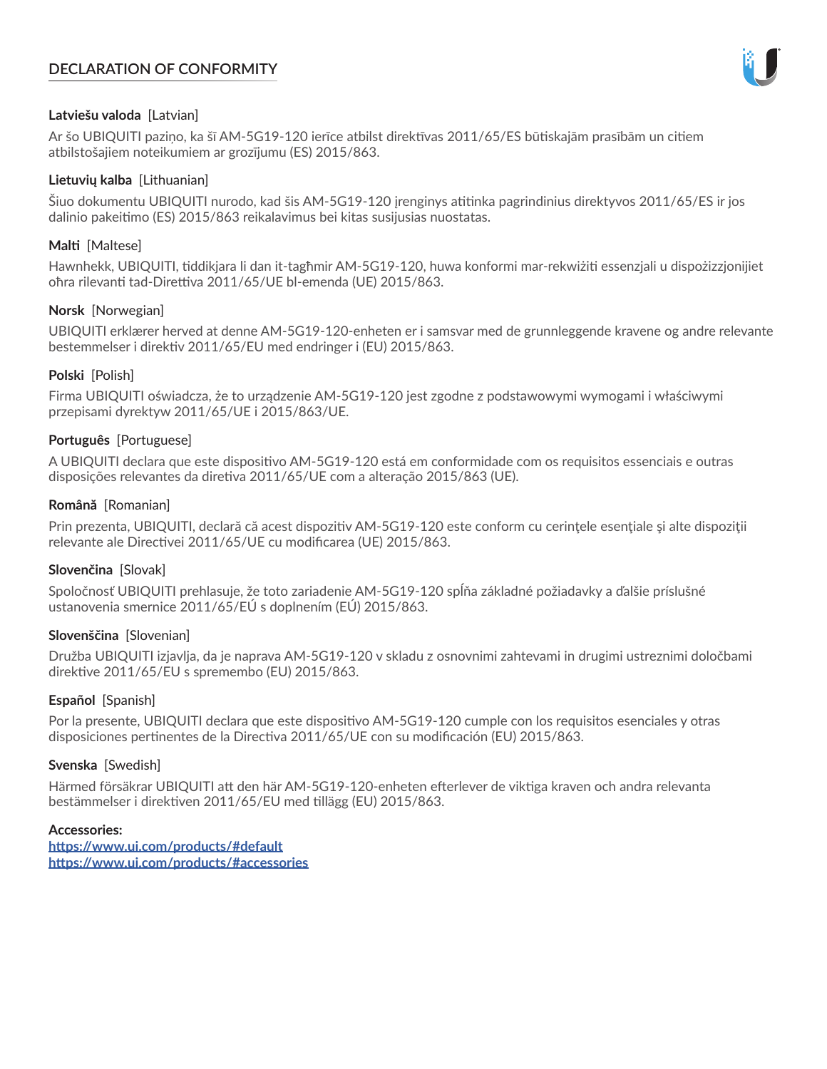DECLARATION OF CONFORMITY

**Latviešu valoda** [Latvian]

Ar šo UBIQUITI paziņo, ka šī AM-5G19-120 ierīce atbilst direktīvas 2011/65/ES būtiskajām prasībām un citiem atbilstošajiem noteikumiem ar grozījumu (ES) 2015/863.

**Lietuvių kalba** [Lithuanian]

Šiuo dokumentu UBIQUITI nurodo, kad šis AM-5G19-120 įrenginys atitinka pagrindinius direktyvos 2011/65/ES ir jos dalinio pakeitimo (ES) 2015/863 reikalavimus bei kitas susijusias nuostatas.

**Malti** [Maltese]

Hawnhekk, UBIQUITI, tiddikjara li dan it-tagħmir AM-5G19-120, huwa konformi mar-rekwiżiti essenzjali u dispożizzjonijiet oħra rilevanti tad-Direttiva 2011/65/UE bl-emenda (UE) 2015/863.

**Norsk** [Norwegian]

UBIQUITI erklærer herved at denne AM-5G19-120-enheten er i samsvar med de grunnleggende kravene og andre relevante bestemmelser i direktiv 2011/65/EU med endringer i (EU) 2015/863.

**Polski** [Polish]

Firma UBIQUITI oświadcza, że to urządzenie AM-5G19-120 jest zgodne z podstawowymi wymogami i właściwymi przepisami dyrektyw 2011/65/UE i 2015/863/UE.

**Português** [Portuguese]

A UBIQUITI declara que este dispositivo AM-5G19-120 está em conformidade com os requisitos essenciais e outras disposições relevantes da diretiva 2011/65/UE com a alteração 2015/863 (UE).

**Română** [Romanian]

Prin prezenta, UBIQUITI, declară că acest dispozitiv AM-5G19-120 este conform cu cerinţele esenţiale şi alte dispoziţii relevante ale Directivei 2011/65/UE cu modificarea (UE) 2015/863.

**Slovenčina** [Slovak]

Spoločnosť UBIQUITI prehlasuje, že toto zariadenie AM-5G19-120 spĺňa základné požiadavky a ďalšie príslušné ustanovenia smernice 2011/65/EÚ s doplnením (EÚ) 2015/863.

**Slovenščina** [Slovenian]

Družba UBIQUITI izjavlja, da je naprava AM-5G19-120 v skladu z osnovnimi zahtevami in drugimi ustreznimi določbami direktive 2011/65/EU s spremembo (EU) 2015/863.

**Español** [Spanish]

Por la presente, UBIQUITI declara que este dispositivo AM-5G19-120 cumple con los requisitos esenciales y otras disposiciones pertinentes de la Directiva 2011/65/UE con su modificación (EU) 2015/863.

**Svenska** [Swedish]

Härmed försäkrar UBIQUITI att den här AM-5G19-120-enheten efterlever de viktiga kraven och andra relevanta bestämmelser i direktiven 2011/65/EU med tillägg (EU) 2015/863.

**Accessories:**
**https://www.ui.com/products/#default**
**https://www.ui.com/products/#accessories**